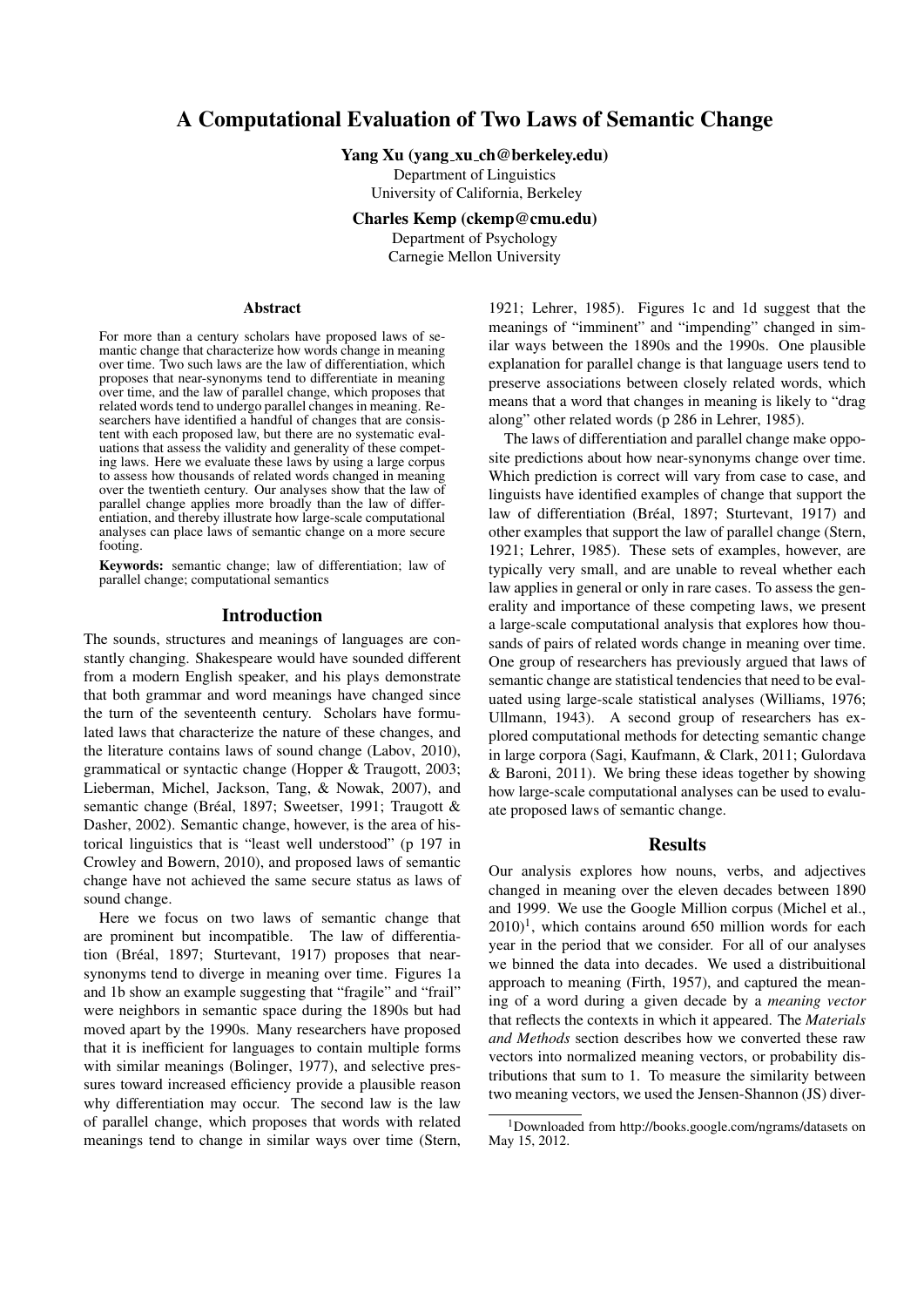# A Computational Evaluation of Two Laws of Semantic Change

**Yang Xu (yang_xu_ch@berkeley.edu)**
Department of Linguistics
University of California, Berkeley

**Charles Kemp (ckemp@cmu.edu)**
Department of Psychology
Carnegie Mellon University

## Abstract

For more than a century scholars have proposed laws of semantic change that characterize how words change in meaning over time. Two such laws are the law of differentiation, which proposes that near-synonyms tend to differentiate in meaning over time, and the law of parallel change, which proposes that related words tend to undergo parallel changes in meaning. Researchers have identified a handful of changes that are consistent with each proposed law, but there are no systematic evaluations that assess the validity and generality of these competing laws. Here we evaluate these laws by using a large corpus to assess how thousands of related words changed in meaning over the twentieth century. Our analyses show that the law of parallel change applies more broadly than the law of differentiation, and thereby illustrate how large-scale computational analyses can place laws of semantic change on a more secure footing.

**Keywords:** semantic change; law of differentiation; law of parallel change; computational semantics

## Introduction

The sounds, structures and meanings of languages are constantly changing. Shakespeare would have sounded different from a modern English speaker, and his plays demonstrate that both grammar and word meanings have changed since the turn of the seventeenth century. Scholars have formulated laws that characterize the nature of these changes, and the literature contains laws of sound change (Labov, 2010), grammatical or syntactic change (Hopper & Traugott, 2003; Lieberman, Michel, Jackson, Tang, & Nowak, 2007), and semantic change (Bréal, 1897; Sweetser, 1991; Traugott & Dasher, 2002). Semantic change, however, is the area of historical linguistics that is "least well understood" (p 197 in Crowley and Bowern, 2010), and proposed laws of semantic change have not achieved the same secure status as laws of sound change.

Here we focus on two laws of semantic change that are prominent but incompatible. The law of differentiation (Bréal, 1897; Sturtevant, 1917) proposes that near-synonyms tend to diverge in meaning over time. Figures 1a and 1b show an example suggesting that "fragile" and "frail" were neighbors in semantic space during the 1890s but had moved apart by the 1990s. Many researchers have proposed that it is inefficient for languages to contain multiple forms with similar meanings (Bolinger, 1977), and selective pressures toward increased efficiency provide a plausible reason why differentiation may occur. The second law is the law of parallel change, which proposes that words with related meanings tend to change in similar ways over time (Stern, 1921; Lehrer, 1985). Figures 1c and 1d suggest that the meanings of "imminent" and "impending" changed in similar ways between the 1890s and the 1990s. One plausible explanation for parallel change is that language users tend to preserve associations between closely related words, which means that a word that changes in meaning is likely to "drag along" other related words (p 286 in Lehrer, 1985).

The laws of differentiation and parallel change make opposite predictions about how near-synonyms change over time. Which prediction is correct will vary from case to case, and linguists have identified examples of change that support the law of differentiation (Bréal, 1897; Sturtevant, 1917) and other examples that support the law of parallel change (Stern, 1921; Lehrer, 1985). These sets of examples, however, are typically very small, and are unable to reveal whether each law applies in general or only in rare cases. To assess the generality and importance of these competing laws, we present a large-scale computational analysis that explores how thousands of pairs of related words change in meaning over time. One group of researchers has previously argued that laws of semantic change are statistical tendencies that need to be evaluated using large-scale statistical analyses (Williams, 1976; Ullmann, 1943). A second group of researchers has explored computational methods for detecting semantic change in large corpora (Sagi, Kaufmann, & Clark, 2011; Gulordava & Baroni, 2011). We bring these ideas together by showing how large-scale computational analyses can be used to evaluate proposed laws of semantic change.

## Results

Our analysis explores how nouns, verbs, and adjectives changed in meaning over the eleven decades between 1890 and 1999. We use the Google Million corpus (Michel et al., 2010)[1], which contains around 650 million words for each year in the period that we consider. For all of our analyses we binned the data into decades. We used a distribuitional approach to meaning (Firth, 1957), and captured the meaning of a word during a given decade by a *meaning vector* that reflects the contexts in which it appeared. The *Materials and Methods* section describes how we converted these raw vectors into normalized meaning vectors, or probability distributions that sum to 1. To measure the similarity between two meaning vectors, we used the Jensen-Shannon (JS) diver-

[1] Downloaded from http://books.google.com/ngrams/datasets on May 15, 2012.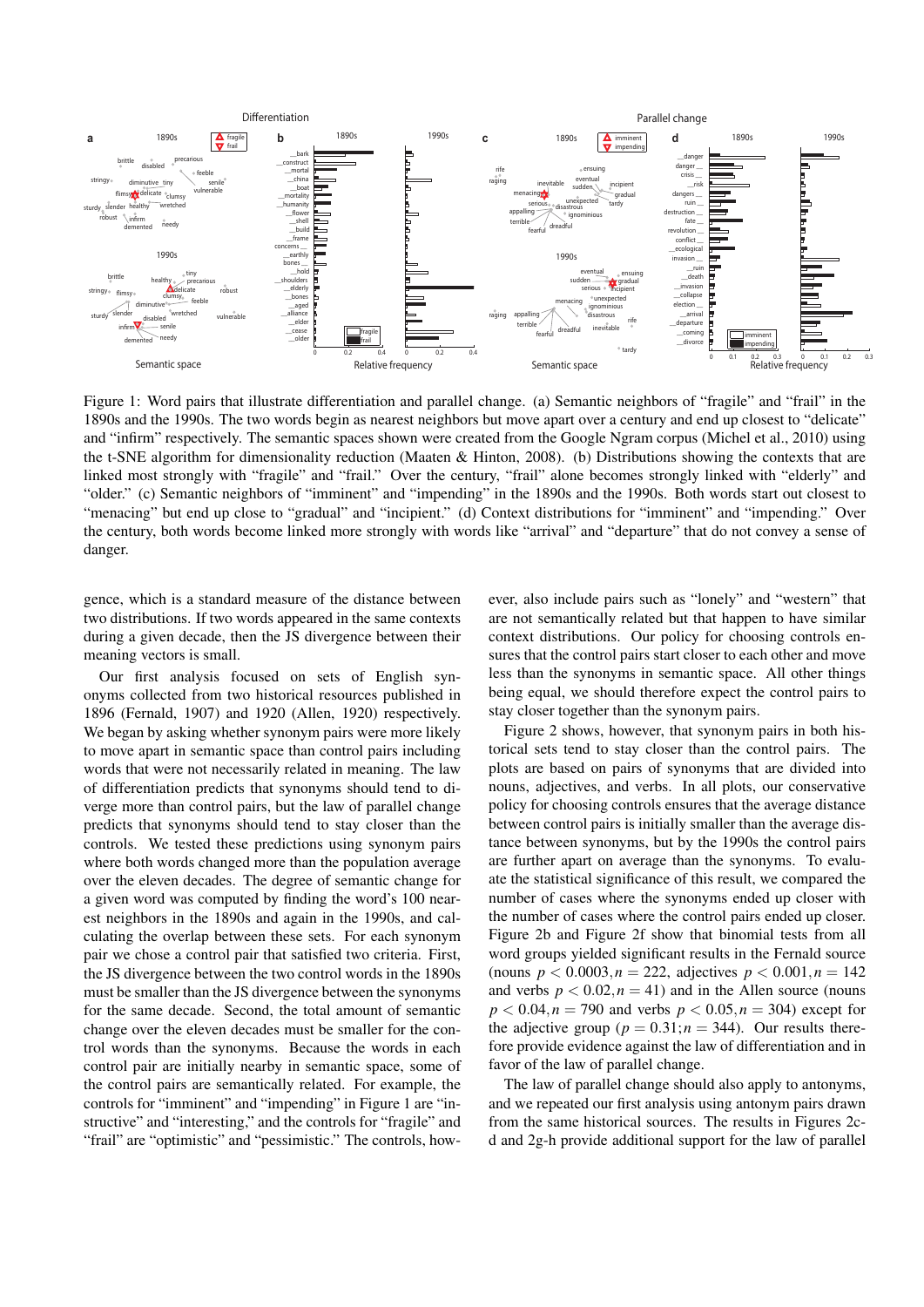Figure 1: Word pairs that illustrate differentiation and parallel change. (a) Semantic neighbors of "fragile" and "frail" in the 1890s and the 1990s. The two words begin as nearest neighbors but move apart over a century and end up closest to "delicate" and "infirm" respectively. The semantic spaces shown were created from the Google Ngram corpus (Michel et al., 2010) using the t-SNE algorithm for dimensionality reduction (Maaten & Hinton, 2008). (b) Distributions showing the contexts that are linked most strongly with "fragile" and "frail." Over the century, "frail" alone becomes strongly linked with "elderly" and "older." (c) Semantic neighbors of "imminent" and "impending" in the 1890s and the 1990s. Both words start out closest to "menacing" but end up close to "gradual" and "incipient." (d) Context distributions for "imminent" and "impending." Over the century, both words become linked more strongly with words like "arrival" and "departure" that do not convey a sense of danger.

gence, which is a standard measure of the distance between two distributions. If two words appeared in the same contexts during a given decade, then the JS divergence between their meaning vectors is small.

Our first analysis focused on sets of English synonyms collected from two historical resources published in 1896 (Fernald, 1907) and 1920 (Allen, 1920) respectively. We began by asking whether synonym pairs were more likely to move apart in semantic space than control pairs including words that were not necessarily related in meaning. The law of differentiation predicts that synonyms should tend to diverge more than control pairs, but the law of parallel change predicts that synonyms should tend to stay closer than the controls. We tested these predictions using synonym pairs where both words changed more than the population average over the eleven decades. The degree of semantic change for a given word was computed by finding the word's 100 nearest neighbors in the 1890s and again in the 1990s, and calculating the overlap between these sets. For each synonym pair we chose a control pair that satisfied two criteria. First, the JS divergence between the two control words in the 1890s must be smaller than the JS divergence between the synonyms for the same decade. Second, the total amount of semantic change over the eleven decades must be smaller for the control words than the synonyms. Because the words in each control pair are initially nearby in semantic space, some of the control pairs are semantically related. For example, the controls for "imminent" and "impending" in Figure 1 are "instructive" and "interesting," and the controls for "fragile" and "frail" are "optimistic" and "pessimistic." The controls, however, also include pairs such as "lonely" and "western" that are not semantically related but that happen to have similar context distributions. Our policy for choosing controls ensures that the control pairs start closer to each other and move less than the synonyms in semantic space. All other things being equal, we should therefore expect the control pairs to stay closer together than the synonym pairs.

Figure 2 shows, however, that synonym pairs in both historical sets tend to stay closer than the control pairs. The plots are based on pairs of synonyms that are divided into nouns, adjectives, and verbs. In all plots, our conservative policy for choosing controls ensures that the average distance between control pairs is initially smaller than the average distance between synonyms, but by the 1990s the control pairs are further apart on average than the synonyms. To evaluate the statistical significance of this result, we compared the number of cases where the synonyms ended up closer with the number of cases where the control pairs ended up closer. Figure 2b and Figure 2f show that binomial tests from all word groups yielded significant results in the Fernald source (nouns $p < 0.0003, n = 222$, adjectives $p < 0.001, n = 142$ and verbs $p < 0.02, n = 41$) and in the Allen source (nouns $p < 0.04, n = 790$ and verbs $p < 0.05, n = 304$) except for the adjective group ($p = 0.31; n = 344$). Our results therefore provide evidence against the law of differentiation and in favor of the law of parallel change.

The law of parallel change should also apply to antonyms, and we repeated our first analysis using antonym pairs drawn from the same historical sources. The results in Figures 2c-d and 2g-h provide additional support for the law of parallel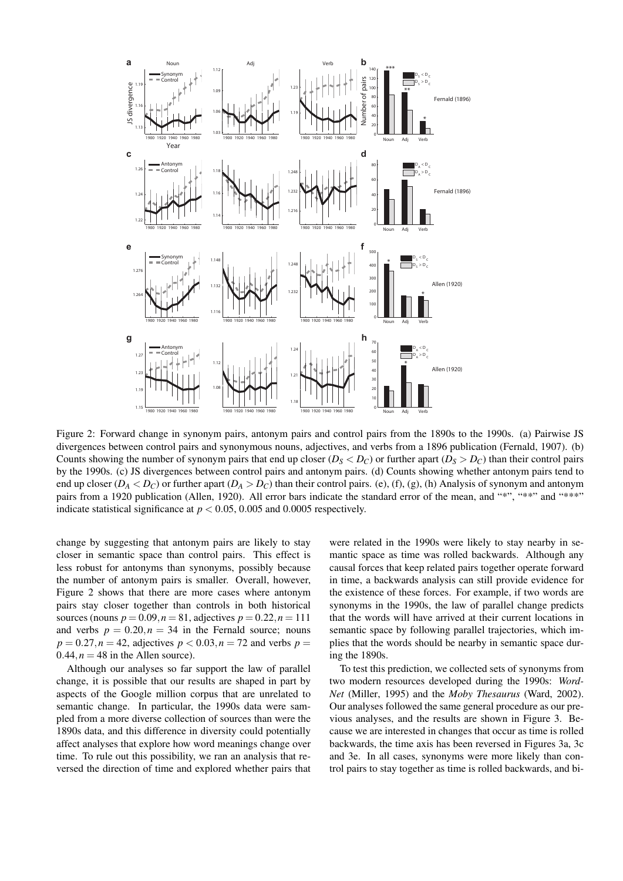Figure 2: Forward change in synonym pairs, antonym pairs and control pairs from the 1890s to the 1990s. (a) Pairwise JS divergences between control pairs and synonymous nouns, adjectives, and verbs from a 1896 publication (Fernald, 1907). (b) Counts showing the number of synonym pairs that end up closer ($D_S < D_C$) or further apart ($D_S > D_C$) than their control pairs by the 1990s. (c) JS divergences between control pairs and antonym pairs. (d) Counts showing whether antonym pairs tend to end up closer ($D_A < D_C$) or further apart ($D_A > D_C$) than their control pairs. (e), (f), (g), (h) Analysis of synonym and antonym pairs from a 1920 publication (Allen, 1920). All error bars indicate the standard error of the mean, and "*", "**" and "***" indicate statistical significance at $p < 0.05$, 0.005 and 0.0005 respectively.

change by suggesting that antonym pairs are likely to stay closer in semantic space than control pairs. This effect is less robust for antonyms than synonyms, possibly because the number of antonym pairs is smaller. Overall, however, Figure 2 shows that there are more cases where antonym pairs stay closer together than controls in both historical sources (nouns $p = 0.09, n = 81$, adjectives $p = 0.22, n = 111$ and verbs $p = 0.20, n = 34$ in the Fernald source; nouns $p = 0.27, n = 42$, adjectives $p < 0.03, n = 72$ and verbs $p = 0.44, n = 48$ in the Allen source).

Although our analyses so far support the law of parallel change, it is possible that our results are shaped in part by aspects of the Google million corpus that are unrelated to semantic change. In particular, the 1990s data were sampled from a more diverse collection of sources than were the 1890s data, and this difference in diversity could potentially affect analyses that explore how word meanings change over time. To rule out this possibility, we ran an analysis that reversed the direction of time and explored whether pairs that were related in the 1990s were likely to stay nearby in semantic space as time was rolled backwards. Although any causal forces that keep related pairs together operate forward in time, a backwards analysis can still provide evidence for the existence of these forces. For example, if two words are synonyms in the 1990s, the law of parallel change predicts that the words will have arrived at their current locations in semantic space by following parallel trajectories, which implies that the words should be nearby in semantic space during the 1890s.

To test this prediction, we collected sets of synonyms from two modern resources developed during the 1990s: *WordNet* (Miller, 1995) and the *Moby Thesaurus* (Ward, 2002). Our analyses followed the same general procedure as our previous analyses, and the results are shown in Figure 3. Because we are interested in changes that occur as time is rolled backwards, the time axis has been reversed in Figures 3a, 3c and 3e. In all cases, synonyms were more likely than control pairs to stay together as time is rolled backwards, and bi-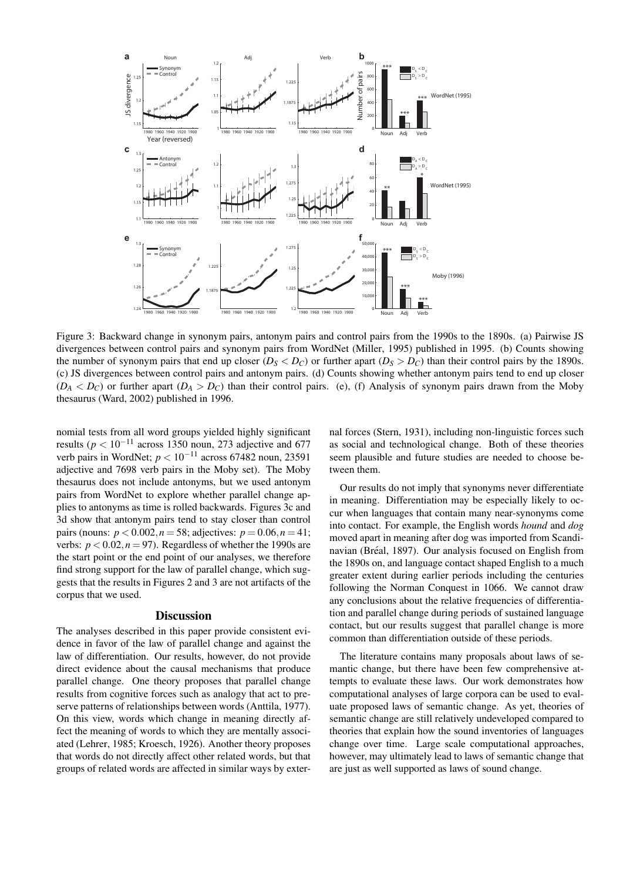Figure 3: Backward change in synonym pairs, antonym pairs and control pairs from the 1990s to the 1890s. (a) Pairwise JS divergences between control pairs and synonym pairs from WordNet (Miller, 1995) published in 1995. (b) Counts showing the number of synonym pairs that end up closer ($D_S < D_C$) or further apart ($D_S > D_C$) than their control pairs by the 1890s. (c) JS divergences between control pairs and antonym pairs. (d) Counts showing whether antonym pairs tend to end up closer ($D_A < D_C$) or further apart ($D_A > D_C$) than their control pairs. (e), (f) Analysis of synonym pairs drawn from the Moby thesaurus (Ward, 2002) published in 1996.

nomial tests from all word groups yielded highly significant results ($p < 10^{-11}$ across 1350 noun, 273 adjective and 677 verb pairs in WordNet; $p < 10^{-11}$ across 67482 noun, 23591 adjective and 7698 verb pairs in the Moby set). The Moby thesaurus does not include antonyms, but we used antonym pairs from WordNet to explore whether parallel change applies to antonyms as time is rolled backwards. Figures 3c and 3d show that antonym pairs tend to stay closer than control pairs (nouns: $p < 0.002, n = 58$; adjectives: $p = 0.06, n = 41$; verbs: $p < 0.02, n = 97$). Regardless of whether the 1990s are the start point or the end point of our analyses, we therefore find strong support for the law of parallel change, which suggests that the results in Figures 2 and 3 are not artifacts of the corpus that we used.

## Discussion

The analyses described in this paper provide consistent evidence in favor of the law of parallel change and against the law of differentiation. Our results, however, do not provide direct evidence about the causal mechanisms that produce parallel change. One theory proposes that parallel change results from cognitive forces such as analogy that act to preserve patterns of relationships between words (Anttila, 1977). On this view, words which change in meaning directly affect the meaning of words to which they are mentally associated (Lehrer, 1985; Kroesch, 1926). Another theory proposes that words do not directly affect other related words, but that groups of related words are affected in similar ways by external forces (Stern, 1931), including non-linguistic forces such as social and technological change. Both of these theories seem plausible and future studies are needed to choose between them.

Our results do not imply that synonyms never differentiate in meaning. Differentiation may be especially likely to occur when languages that contain many near-synonyms come into contact. For example, the English words *hound* and *dog* moved apart in meaning after dog was imported from Scandinavian (Bréal, 1897). Our analysis focused on English from the 1890s on, and language contact shaped English to a much greater extent during earlier periods including the centuries following the Norman Conquest in 1066. We cannot draw any conclusions about the relative frequencies of differentiation and parallel change during periods of sustained language contact, but our results suggest that parallel change is more common than differentiation outside of these periods.

The literature contains many proposals about laws of semantic change, but there have been few comprehensive attempts to evaluate these laws. Our work demonstrates how computational analyses of large corpora can be used to evaluate proposed laws of semantic change. As yet, theories of semantic change are still relatively undeveloped compared to theories that explain how the sound inventories of languages change over time. Large scale computational approaches, however, may ultimately lead to laws of semantic change that are just as well supported as laws of sound change.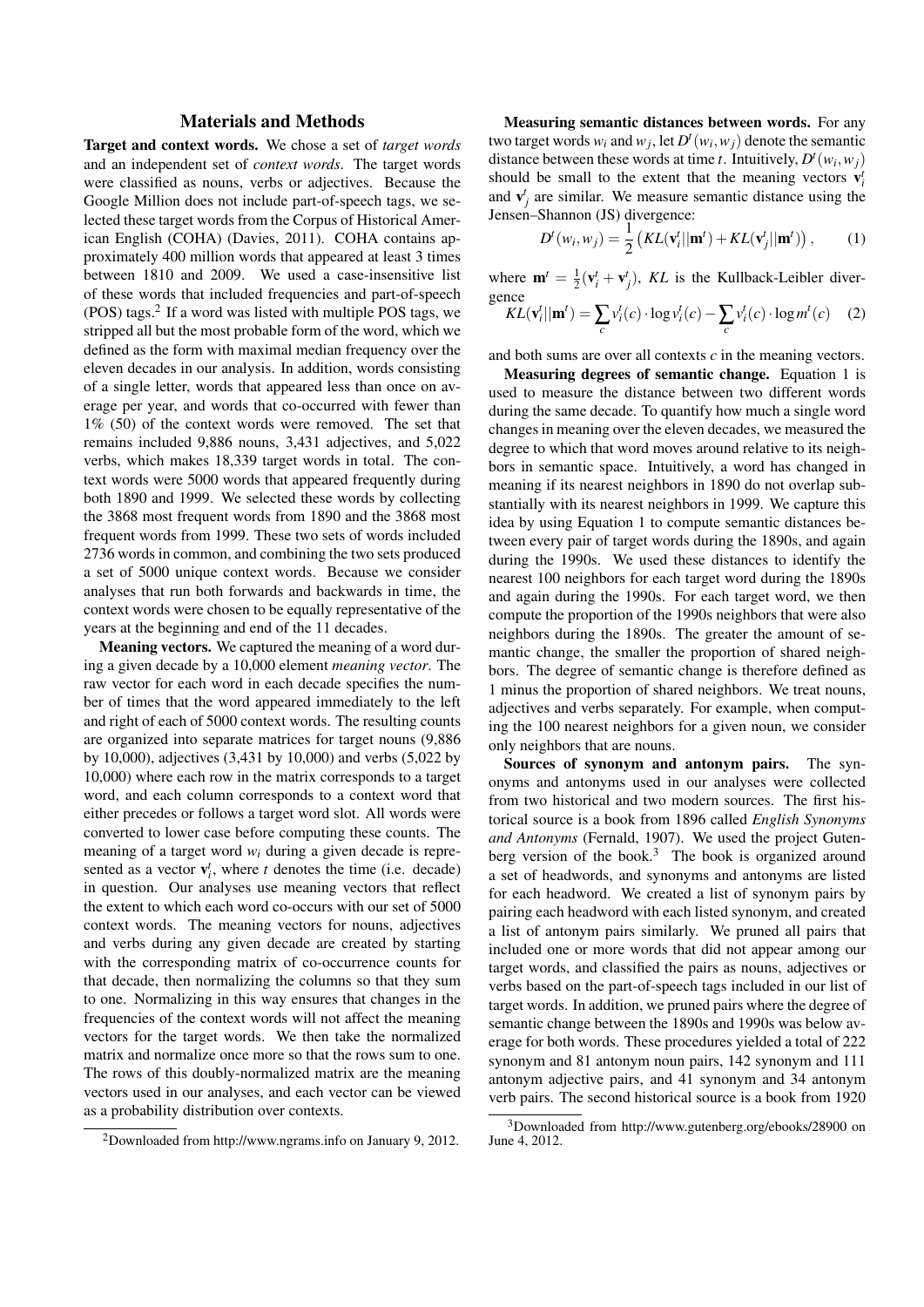## Materials and Methods

**Target and context words.** We chose a set of *target words* and an independent set of *context words*. The target words were classified as nouns, verbs or adjectives. Because the Google Million does not include part-of-speech tags, we selected these target words from the Corpus of Historical American English (COHA) (Davies, 2011). COHA contains approximately 400 million words that appeared at least 3 times between 1810 and 2009. We used a case-insensitive list of these words that included frequencies and part-of-speech (POS) tags.[2] If a word was listed with multiple POS tags, we stripped all but the most probable form of the word, which we defined as the form with maximal median frequency over the eleven decades in our analysis. In addition, words consisting of a single letter, words that appeared less than once on average per year, and words that co-occurred with fewer than 1% (50) of the context words were removed. The set that remains included 9,886 nouns, 3,431 adjectives, and 5,022 verbs, which makes 18,339 target words in total. The context words were 5000 words that appeared frequently during both 1890 and 1999. We selected these words by collecting the 3868 most frequent words from 1890 and the 3868 most frequent words from 1999. These two sets of words included 2736 words in common, and combining the two sets produced a set of 5000 unique context words. Because we consider analyses that run both forwards and backwards in time, the context words were chosen to be equally representative of the years at the beginning and end of the 11 decades.

**Meaning vectors.** We captured the meaning of a word during a given decade by a 10,000 element *meaning vector*. The raw vector for each word in each decade specifies the number of times that the word appeared immediately to the left and right of each of 5000 context words. The resulting counts are organized into separate matrices for target nouns (9,886 by 10,000), adjectives (3,431 by 10,000) and verbs (5,022 by 10,000) where each row in the matrix corresponds to a target word, and each column corresponds to a context word that either precedes or follows a target word slot. All words were converted to lower case before computing these counts. The meaning of a target word $w_i$ during a given decade is represented as a vector $\mathbf{v}_i^t$, where $t$ denotes the time (i.e. decade) in question. Our analyses use meaning vectors that reflect the extent to which each word co-occurs with our set of 5000 context words. The meaning vectors for nouns, adjectives and verbs during any given decade are created by starting with the corresponding matrix of co-occurrence counts for that decade, then normalizing the columns so that they sum to one. Normalizing in this way ensures that changes in the frequencies of the context words will not affect the meaning vectors for the target words. We then take the normalized matrix and normalize once more so that the rows sum to one. The rows of this doubly-normalized matrix are the meaning vectors used in our analyses, and each vector can be viewed as a probability distribution over contexts.

[2]Downloaded from http://www.ngrams.info on January 9, 2012.

**Measuring semantic distances between words.** For any two target words $w_i$ and $w_j$, let $D^t(w_i, w_j)$ denote the semantic distance between these words at time $t$. Intuitively, $D^t(w_i, w_j)$ should be small to the extent that the meaning vectors $\mathbf{v}_i^t$ and $\mathbf{v}_j^t$ are similar. We measure semantic distance using the Jensen–Shannon (JS) divergence:

$$D^t(w_i, w_j) = \frac{1}{2}\left(KL(\mathbf{v}_i^t||\mathbf{m}^t) + KL(\mathbf{v}_j^t||\mathbf{m}^t)\right), \qquad (1)$$

where $\mathbf{m}^t = \frac{1}{2}(\mathbf{v}_i^t + \mathbf{v}_j^t)$, $KL$ is the Kullback-Leibler divergence

$$KL(\mathbf{v}_i^t||\mathbf{m}^t) = \sum_c v_i^t(c) \cdot \log v_i^t(c) - \sum_c v_i^t(c) \cdot \log m^t(c) \qquad (2)$$

and both sums are over all contexts $c$ in the meaning vectors.

**Measuring degrees of semantic change.** Equation 1 is used to measure the distance between two different words during the same decade. To quantify how much a single word changes in meaning over the eleven decades, we measured the degree to which that word moves around relative to its neighbors in semantic space. Intuitively, a word has changed in meaning if its nearest neighbors in 1890 do not overlap substantially with its nearest neighbors in 1999. We capture this idea by using Equation 1 to compute semantic distances between every pair of target words during the 1890s, and again during the 1990s. We used these distances to identify the nearest 100 neighbors for each target word during the 1890s and again during the 1990s. For each target word, we then compute the proportion of the 1990s neighbors that were also neighbors during the 1890s. The greater the amount of semantic change, the smaller the proportion of shared neighbors. The degree of semantic change is therefore defined as 1 minus the proportion of shared neighbors. We treat nouns, adjectives and verbs separately. For example, when computing the 100 nearest neighbors for a given noun, we consider only neighbors that are nouns.

**Sources of synonym and antonym pairs.** The synonyms and antonyms used in our analyses were collected from two historical and two modern sources. The first historical source is a book from 1896 called *English Synonyms and Antonyms* (Fernald, 1907). We used the project Gutenberg version of the book.[3] The book is organized around a set of headwords, and synonyms and antonyms are listed for each headword. We created a list of synonym pairs by pairing each headword with each listed synonym, and created a list of antonym pairs similarly. We pruned all pairs that included one or more words that did not appear among our target words, and classified the pairs as nouns, adjectives or verbs based on the part-of-speech tags included in our list of target words. In addition, we pruned pairs where the degree of semantic change between the 1890s and 1990s was below average for both words. These procedures yielded a total of 222 synonym and 81 antonym noun pairs, 142 synonym and 111 antonym adjective pairs, and 41 synonym and 34 antonym verb pairs. The second historical source is a book from 1920

[3]Downloaded from http://www.gutenberg.org/ebooks/28900 on June 4, 2012.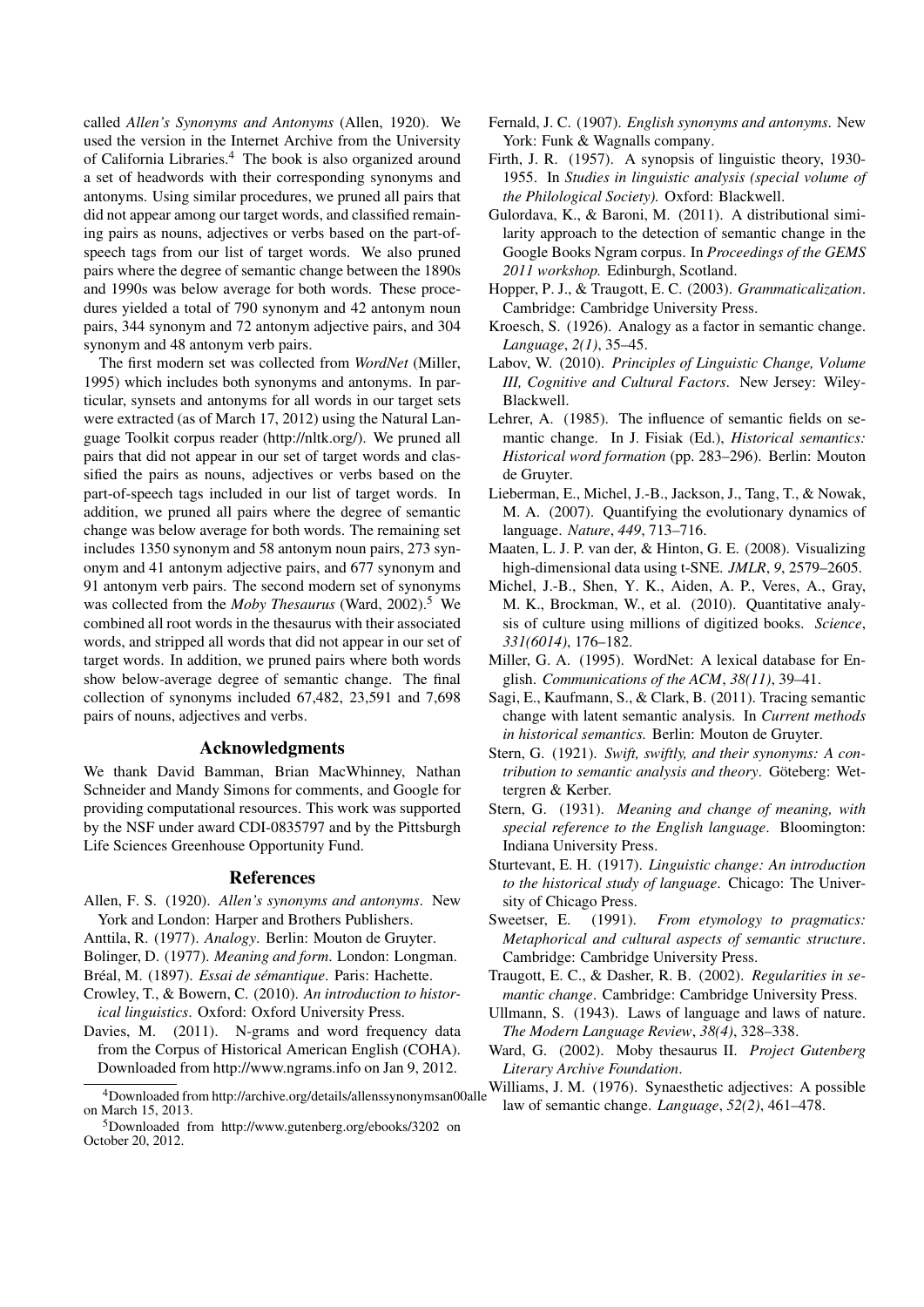called *Allen's Synonyms and Antonyms* (Allen, 1920). We used the version in the Internet Archive from the University of California Libraries.[4] The book is also organized around a set of headwords with their corresponding synonyms and antonyms. Using similar procedures, we pruned all pairs that did not appear among our target words, and classified remaining pairs as nouns, adjectives or verbs based on the part-of-speech tags from our list of target words. We also pruned pairs where the degree of semantic change between the 1890s and 1990s was below average for both words. These procedures yielded a total of 790 synonym and 42 antonym noun pairs, 344 synonym and 72 antonym adjective pairs, and 304 synonym and 48 antonym verb pairs.

The first modern set was collected from *WordNet* (Miller, 1995) which includes both synonyms and antonyms. In particular, synsets and antonyms for all words in our target sets were extracted (as of March 17, 2012) using the Natural Language Toolkit corpus reader (http://nltk.org/). We pruned all pairs that did not appear in our set of target words and classified the pairs as nouns, adjectives or verbs based on the part-of-speech tags included in our list of target words. In addition, we pruned all pairs where the degree of semantic change was below average for both words. The remaining set includes 1350 synonym and 58 antonym noun pairs, 273 synonym and 41 antonym adjective pairs, and 677 synonym and 91 antonym verb pairs. The second modern set of synonyms was collected from the *Moby Thesaurus* (Ward, 2002).[5] We combined all root words in the thesaurus with their associated words, and stripped all words that did not appear in our set of target words. In addition, we pruned pairs where both words show below-average degree of semantic change. The final collection of synonyms included 67,482, 23,591 and 7,698 pairs of nouns, adjectives and verbs.

## Acknowledgments

We thank David Bamman, Brian MacWhinney, Nathan Schneider and Mandy Simons for comments, and Google for providing computational resources. This work was supported by the NSF under award CDI-0835797 and by the Pittsburgh Life Sciences Greenhouse Opportunity Fund.

## References

Allen, F. S. (1920). *Allen's synonyms and antonyms*. New York and London: Harper and Brothers Publishers.

Anttila, R. (1977). *Analogy*. Berlin: Mouton de Gruyter.

Bolinger, D. (1977). *Meaning and form*. London: Longman.

Bréal, M. (1897). *Essai de sémantique*. Paris: Hachette.

Crowley, T., & Bowern, C. (2010). *An introduction to historical linguistics*. Oxford: Oxford University Press.

Davies, M. (2011). N-grams and word frequency data from the Corpus of Historical American English (COHA). Downloaded from http://www.ngrams.info on Jan 9, 2012.

Fernald, J. C. (1907). *English synonyms and antonyms*. New York: Funk & Wagnalls company.

Firth, J. R. (1957). A synopsis of linguistic theory, 1930-1955. In *Studies in linguistic analysis (special volume of the Philological Society)*. Oxford: Blackwell.

Gulordava, K., & Baroni, M. (2011). A distributional similarity approach to the detection of semantic change in the Google Books Ngram corpus. In *Proceedings of the GEMS 2011 workshop.* Edinburgh, Scotland.

Hopper, P. J., & Traugott, E. C. (2003). *Grammaticalization*. Cambridge: Cambridge University Press.

Kroesch, S. (1926). Analogy as a factor in semantic change. *Language*, *2(1)*, 35–45.

Labov, W. (2010). *Principles of Linguistic Change, Volume III, Cognitive and Cultural Factors*. New Jersey: Wiley-Blackwell.

Lehrer, A. (1985). The influence of semantic fields on semantic change. In J. Fisiak (Ed.), *Historical semantics: Historical word formation* (pp. 283–296). Berlin: Mouton de Gruyter.

Lieberman, E., Michel, J.-B., Jackson, J., Tang, T., & Nowak, M. A. (2007). Quantifying the evolutionary dynamics of language. *Nature*, *449*, 713–716.

Maaten, L. J. P. van der, & Hinton, G. E. (2008). Visualizing high-dimensional data using t-SNE. *JMLR*, *9*, 2579–2605.

Michel, J.-B., Shen, Y. K., Aiden, A. P., Veres, A., Gray, M. K., Brockman, W., et al. (2010). Quantitative analysis of culture using millions of digitized books. *Science*, *331(6014)*, 176–182.

Miller, G. A. (1995). WordNet: A lexical database for English. *Communications of the ACM*, *38(11)*, 39–41.

Sagi, E., Kaufmann, S., & Clark, B. (2011). Tracing semantic change with latent semantic analysis. In *Current methods in historical semantics.* Berlin: Mouton de Gruyter.

Stern, G. (1921). *Swift, swiftly, and their synonyms: A contribution to semantic analysis and theory*. Göteberg: Wettergren & Kerber.

Stern, G. (1931). *Meaning and change of meaning, with special reference to the English language*. Bloomington: Indiana University Press.

Sturtevant, E. H. (1917). *Linguistic change: An introduction to the historical study of language*. Chicago: The University of Chicago Press.

Sweetser, E. (1991). *From etymology to pragmatics: Metaphorical and cultural aspects of semantic structure*. Cambridge: Cambridge University Press.

Traugott, E. C., & Dasher, R. B. (2002). *Regularities in semantic change*. Cambridge: Cambridge University Press.

Ullmann, S. (1943). Laws of language and laws of nature. *The Modern Language Review*, *38(4)*, 328–338.

Ward, G. (2002). Moby thesaurus II. *Project Gutenberg Literary Archive Foundation*.

Williams, J. M. (1976). Synaesthetic adjectives: A possible law of semantic change. *Language*, *52(2)*, 461–478.

[4] Downloaded from http://archive.org/details/allenssynonymsan00alle on March 15, 2013.

[5] Downloaded from http://www.gutenberg.org/ebooks/3202 on October 20, 2012.